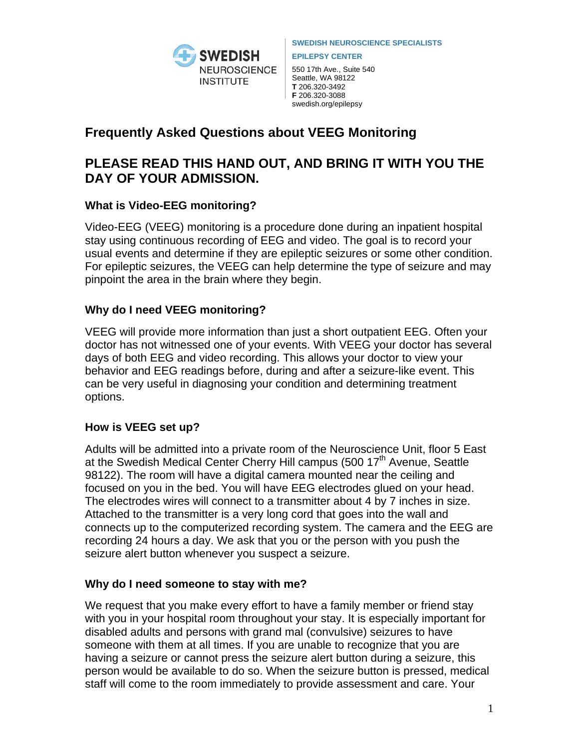SWEDISH NEUROSCIENCE INSTITUTE

**SWEDISH NEUROSCIENCE SPECIALISTS**
**EPILEPSY CENTER**
550 17th Ave., Suite 540
Seattle, WA 98122
**T** 206.320-3492
**F** 206.320-3088
swedish.org/epilepsy

# Frequently Asked Questions about VEEG Monitoring

## PLEASE READ THIS HAND OUT, AND BRING IT WITH YOU THE DAY OF YOUR ADMISSION.

### What is Video-EEG monitoring?

Video-EEG (VEEG) monitoring is a procedure done during an inpatient hospital stay using continuous recording of EEG and video. The goal is to record your usual events and determine if they are epileptic seizures or some other condition. For epileptic seizures, the VEEG can help determine the type of seizure and may pinpoint the area in the brain where they begin.

### Why do I need VEEG monitoring?

VEEG will provide more information than just a short outpatient EEG. Often your doctor has not witnessed one of your events. With VEEG your doctor has several days of both EEG and video recording. This allows your doctor to view your behavior and EEG readings before, during and after a seizure-like event. This can be very useful in diagnosing your condition and determining treatment options.

### How is VEEG set up?

Adults will be admitted into a private room of the Neuroscience Unit, floor 5 East at the Swedish Medical Center Cherry Hill campus (500 17th Avenue, Seattle 98122). The room will have a digital camera mounted near the ceiling and focused on you in the bed. You will have EEG electrodes glued on your head. The electrodes wires will connect to a transmitter about 4 by 7 inches in size. Attached to the transmitter is a very long cord that goes into the wall and connects up to the computerized recording system. The camera and the EEG are recording 24 hours a day. We ask that you or the person with you push the seizure alert button whenever you suspect a seizure.

### Why do I need someone to stay with me?

We request that you make every effort to have a family member or friend stay with you in your hospital room throughout your stay. It is especially important for disabled adults and persons with grand mal (convulsive) seizures to have someone with them at all times. If you are unable to recognize that you are having a seizure or cannot press the seizure alert button during a seizure, this person would be available to do so. When the seizure button is pressed, medical staff will come to the room immediately to provide assessment and care. Your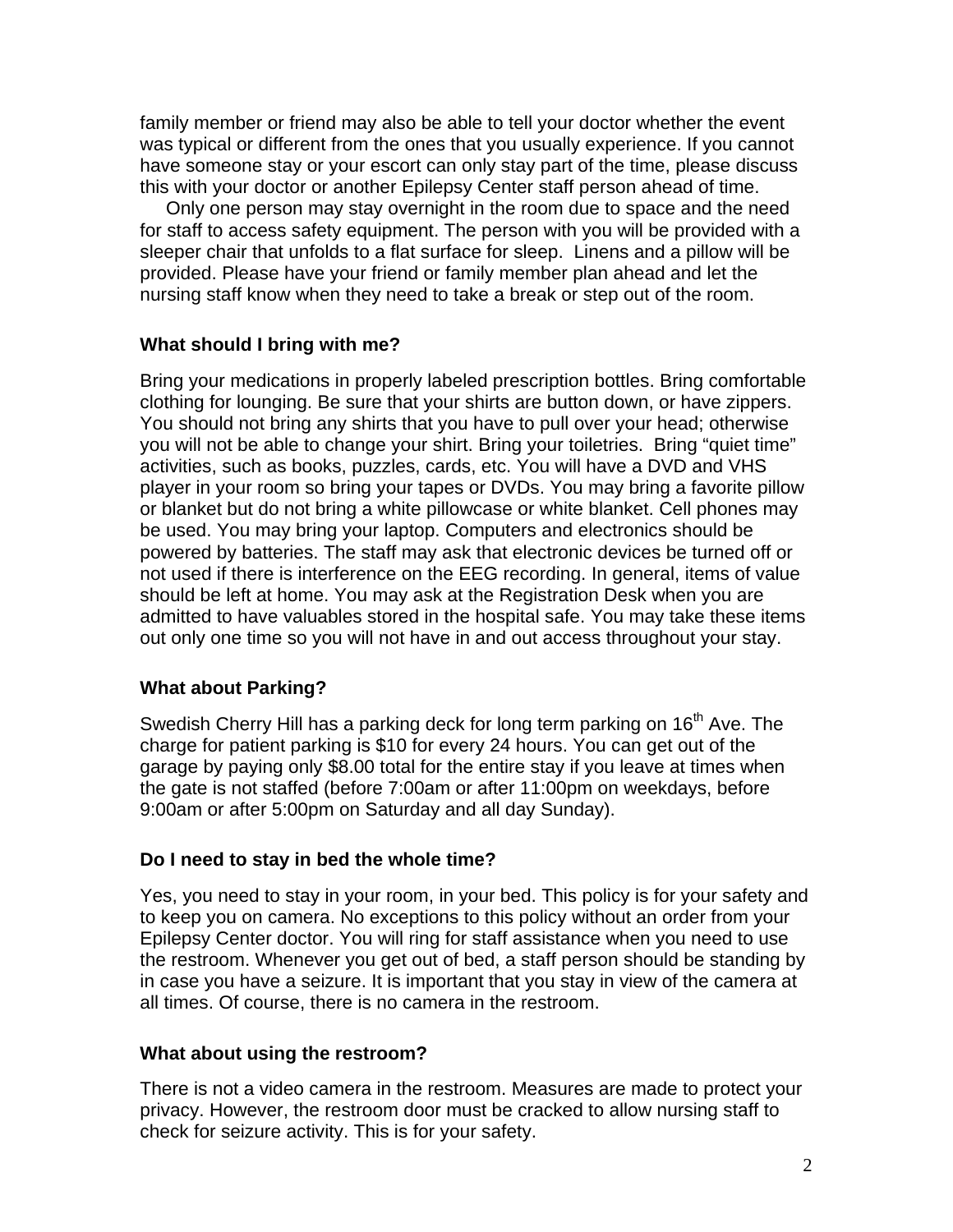family member or friend may also be able to tell your doctor whether the event was typical or different from the ones that you usually experience. If you cannot have someone stay or your escort can only stay part of the time, please discuss this with your doctor or another Epilepsy Center staff person ahead of time.

Only one person may stay overnight in the room due to space and the need for staff to access safety equipment. The person with you will be provided with a sleeper chair that unfolds to a flat surface for sleep. Linens and a pillow will be provided. Please have your friend or family member plan ahead and let the nursing staff know when they need to take a break or step out of the room.

### What should I bring with me?

Bring your medications in properly labeled prescription bottles. Bring comfortable clothing for lounging. Be sure that your shirts are button down, or have zippers. You should not bring any shirts that you have to pull over your head; otherwise you will not be able to change your shirt. Bring your toiletries. Bring "quiet time" activities, such as books, puzzles, cards, etc. You will have a DVD and VHS player in your room so bring your tapes or DVDs. You may bring a favorite pillow or blanket but do not bring a white pillowcase or white blanket. Cell phones may be used. You may bring your laptop. Computers and electronics should be powered by batteries. The staff may ask that electronic devices be turned off or not used if there is interference on the EEG recording. In general, items of value should be left at home. You may ask at the Registration Desk when you are admitted to have valuables stored in the hospital safe. You may take these items out only one time so you will not have in and out access throughout your stay.

### What about Parking?

Swedish Cherry Hill has a parking deck for long term parking on 16th Ave. The charge for patient parking is $10 for every 24 hours. You can get out of the garage by paying only $8.00 total for the entire stay if you leave at times when the gate is not staffed (before 7:00am or after 11:00pm on weekdays, before 9:00am or after 5:00pm on Saturday and all day Sunday).

### Do I need to stay in bed the whole time?

Yes, you need to stay in your room, in your bed. This policy is for your safety and to keep you on camera. No exceptions to this policy without an order from your Epilepsy Center doctor. You will ring for staff assistance when you need to use the restroom. Whenever you get out of bed, a staff person should be standing by in case you have a seizure. It is important that you stay in view of the camera at all times. Of course, there is no camera in the restroom.

### What about using the restroom?

There is not a video camera in the restroom. Measures are made to protect your privacy. However, the restroom door must be cracked to allow nursing staff to check for seizure activity. This is for your safety.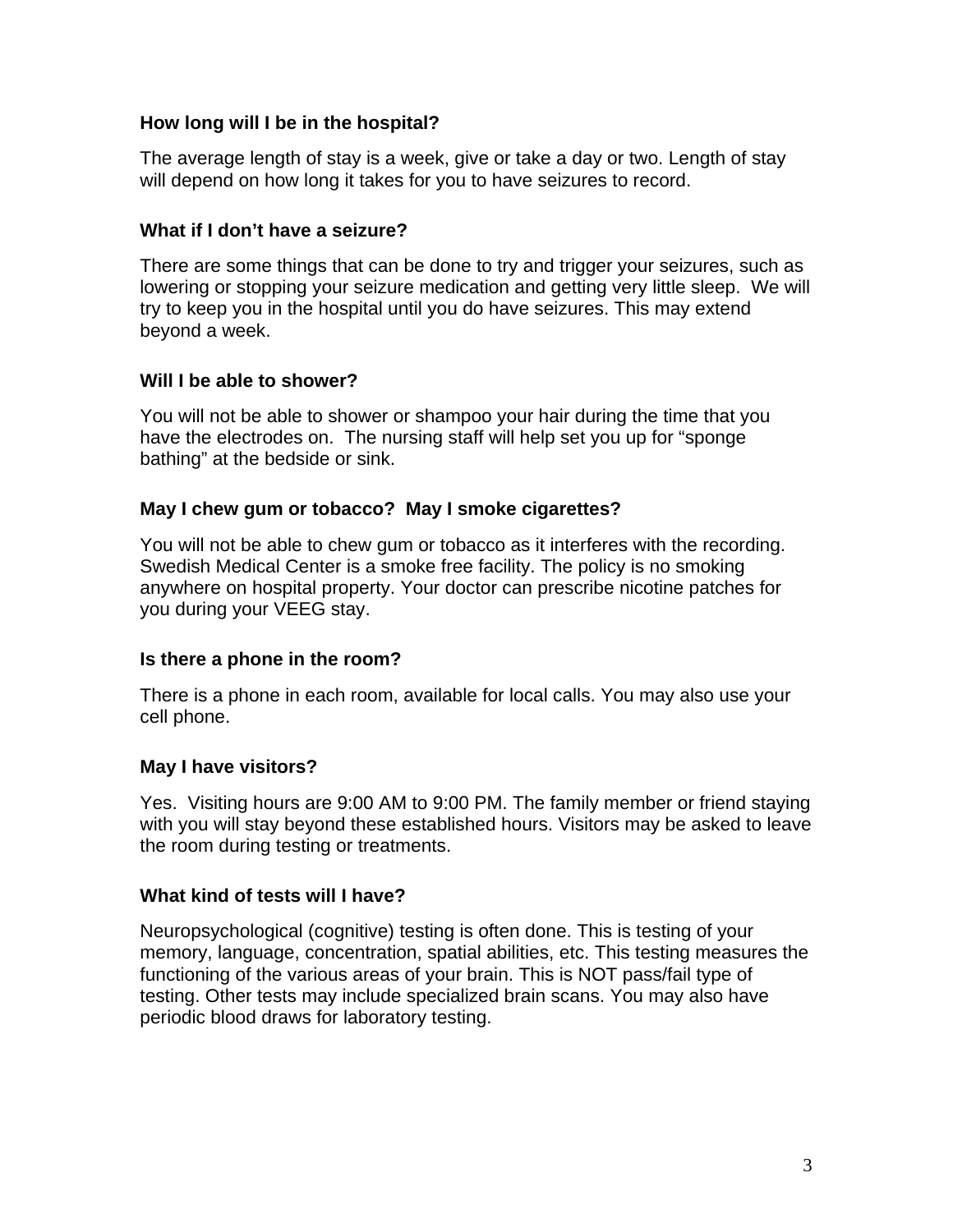**How long will I be in the hospital?**

The average length of stay is a week, give or take a day or two. Length of stay will depend on how long it takes for you to have seizures to record.

**What if I don't have a seizure?**

There are some things that can be done to try and trigger your seizures, such as lowering or stopping your seizure medication and getting very little sleep.  We will try to keep you in the hospital until you do have seizures. This may extend beyond a week.

**Will I be able to shower?**

You will not be able to shower or shampoo your hair during the time that you have the electrodes on.  The nursing staff will help set you up for "sponge bathing" at the bedside or sink.

**May I chew gum or tobacco?  May I smoke cigarettes?**

You will not be able to chew gum or tobacco as it interferes with the recording. Swedish Medical Center is a smoke free facility. The policy is no smoking anywhere on hospital property. Your doctor can prescribe nicotine patches for you during your VEEG stay.

**Is there a phone in the room?**

There is a phone in each room, available for local calls. You may also use your cell phone.

**May I have visitors?**

Yes.  Visiting hours are 9:00 AM to 9:00 PM. The family member or friend staying with you will stay beyond these established hours. Visitors may be asked to leave the room during testing or treatments.

**What kind of tests will I have?**

Neuropsychological (cognitive) testing is often done. This is testing of your memory, language, concentration, spatial abilities, etc. This testing measures the functioning of the various areas of your brain. This is NOT pass/fail type of testing. Other tests may include specialized brain scans. You may also have periodic blood draws for laboratory testing.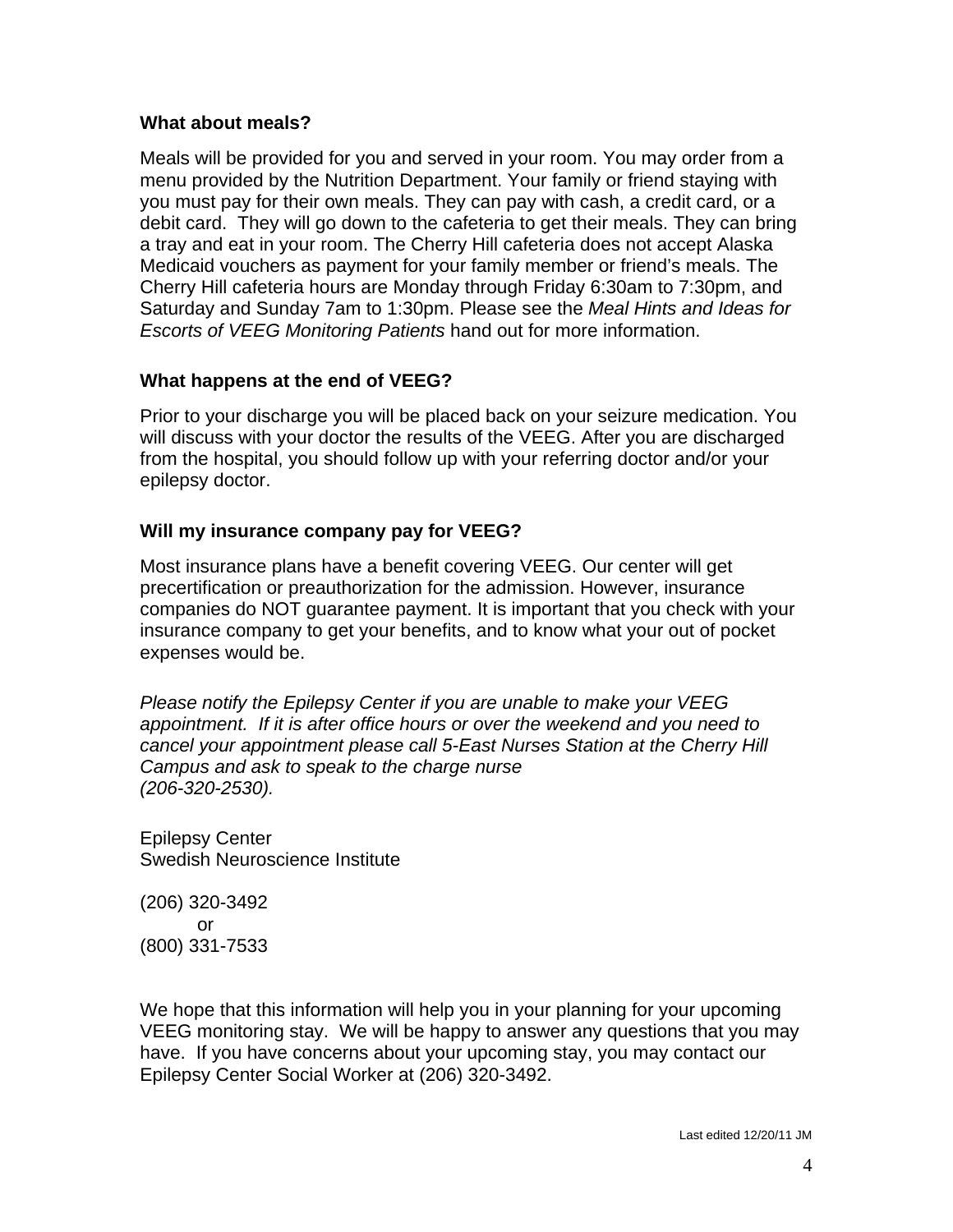**What about meals?**

Meals will be provided for you and served in your room. You may order from a menu provided by the Nutrition Department. Your family or friend staying with you must pay for their own meals. They can pay with cash, a credit card, or a debit card. They will go down to the cafeteria to get their meals. They can bring a tray and eat in your room. The Cherry Hill cafeteria does not accept Alaska Medicaid vouchers as payment for your family member or friend's meals. The Cherry Hill cafeteria hours are Monday through Friday 6:30am to 7:30pm, and Saturday and Sunday 7am to 1:30pm. Please see the *Meal Hints and Ideas for Escorts of VEEG Monitoring Patients* hand out for more information.

**What happens at the end of VEEG?**

Prior to your discharge you will be placed back on your seizure medication. You will discuss with your doctor the results of the VEEG. After you are discharged from the hospital, you should follow up with your referring doctor and/or your epilepsy doctor.

**Will my insurance company pay for VEEG?**

Most insurance plans have a benefit covering VEEG. Our center will get precertification or preauthorization for the admission. However, insurance companies do NOT guarantee payment. It is important that you check with your insurance company to get your benefits, and to know what your out of pocket expenses would be.

*Please notify the Epilepsy Center if you are unable to make your VEEG appointment. If it is after office hours or over the weekend and you need to cancel your appointment please call 5-East Nurses Station at the Cherry Hill Campus and ask to speak to the charge nurse (206-320-2530).*

Epilepsy Center
Swedish Neuroscience Institute

(206) 320-3492
or
(800) 331-7533

We hope that this information will help you in your planning for your upcoming VEEG monitoring stay. We will be happy to answer any questions that you may have. If you have concerns about your upcoming stay, you may contact our Epilepsy Center Social Worker at (206) 320-3492.

Last edited 12/20/11 JM